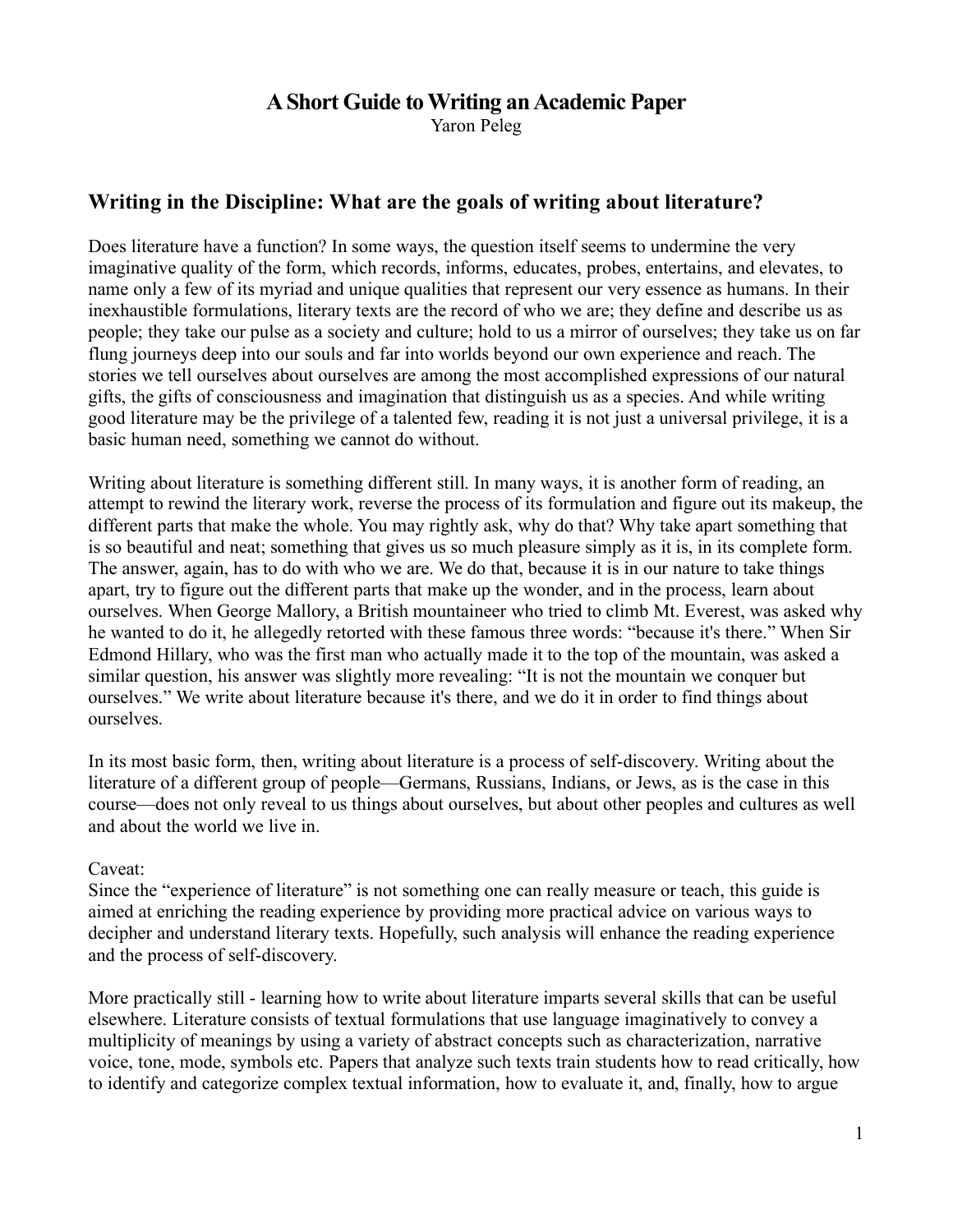# A Short Guide to Writing an Academic Paper

Yaron Peleg

## Writing in the Discipline: What are the goals of writing about literature?

Does literature have a function? In some ways, the question itself seems to undermine the very imaginative quality of the form, which records, informs, educates, probes, entertains, and elevates, to name only a few of its myriad and unique qualities that represent our very essence as humans. In their inexhaustible formulations, literary texts are the record of who we are; they define and describe us as people; they take our pulse as a society and culture; hold to us a mirror of ourselves; they take us on far flung journeys deep into our souls and far into worlds beyond our own experience and reach. The stories we tell ourselves about ourselves are among the most accomplished expressions of our natural gifts, the gifts of consciousness and imagination that distinguish us as a species. And while writing good literature may be the privilege of a talented few, reading it is not just a universal privilege, it is a basic human need, something we cannot do without.

Writing about literature is something different still. In many ways, it is another form of reading, an attempt to rewind the literary work, reverse the process of its formulation and figure out its makeup, the different parts that make the whole. You may rightly ask, why do that? Why take apart something that is so beautiful and neat; something that gives us so much pleasure simply as it is, in its complete form. The answer, again, has to do with who we are. We do that, because it is in our nature to take things apart, try to figure out the different parts that make up the wonder, and in the process, learn about ourselves. When George Mallory, a British mountaineer who tried to climb Mt. Everest, was asked why he wanted to do it, he allegedly retorted with these famous three words: "because it's there." When Sir Edmond Hillary, who was the first man who actually made it to the top of the mountain, was asked a similar question, his answer was slightly more revealing: "It is not the mountain we conquer but ourselves." We write about literature because it's there, and we do it in order to find things about ourselves.

In its most basic form, then, writing about literature is a process of self-discovery. Writing about the literature of a different group of people—Germans, Russians, Indians, or Jews, as is the case in this course—does not only reveal to us things about ourselves, but about other peoples and cultures as well and about the world we live in.

Caveat:
Since the "experience of literature" is not something one can really measure or teach, this guide is aimed at enriching the reading experience by providing more practical advice on various ways to decipher and understand literary texts. Hopefully, such analysis will enhance the reading experience and the process of self-discovery.

More practically still - learning how to write about literature imparts several skills that can be useful elsewhere. Literature consists of textual formulations that use language imaginatively to convey a multiplicity of meanings by using a variety of abstract concepts such as characterization, narrative voice, tone, mode, symbols etc. Papers that analyze such texts train students how to read critically, how to identify and categorize complex textual information, how to evaluate it, and, finally, how to argue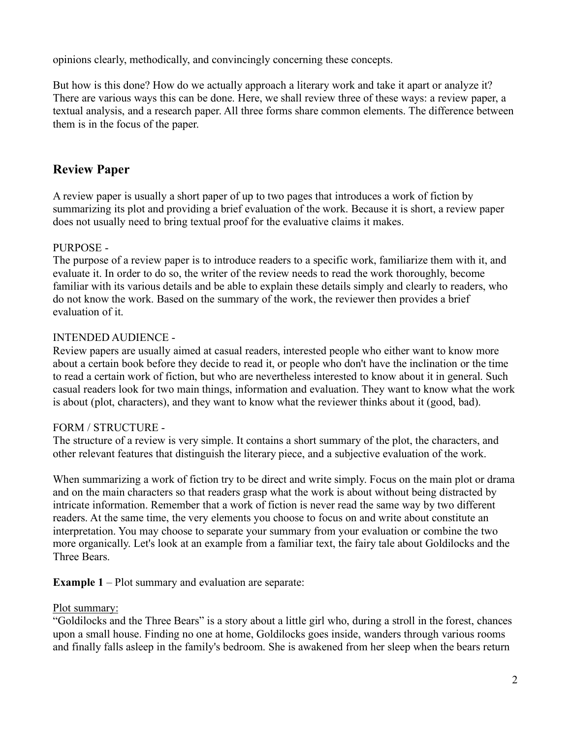opinions clearly, methodically, and convincingly concerning these concepts.

But how is this done? How do we actually approach a literary work and take it apart or analyze it? There are various ways this can be done. Here, we shall review three of these ways: a review paper, a textual analysis, and a research paper. All three forms share common elements. The difference between them is in the focus of the paper.

## Review Paper

A review paper is usually a short paper of up to two pages that introduces a work of fiction by summarizing its plot and providing a brief evaluation of the work. Because it is short, a review paper does not usually need to bring textual proof for the evaluative claims it makes.

PURPOSE -
The purpose of a review paper is to introduce readers to a specific work, familiarize them with it, and evaluate it. In order to do so, the writer of the review needs to read the work thoroughly, become familiar with its various details and be able to explain these details simply and clearly to readers, who do not know the work. Based on the summary of the work, the reviewer then provides a brief evaluation of it.

INTENDED AUDIENCE -
Review papers are usually aimed at casual readers, interested people who either want to know more about a certain book before they decide to read it, or people who don't have the inclination or the time to read a certain work of fiction, but who are nevertheless interested to know about it in general. Such casual readers look for two main things, information and evaluation. They want to know what the work is about (plot, characters), and they want to know what the reviewer thinks about it (good, bad).

FORM / STRUCTURE -
The structure of a review is very simple. It contains a short summary of the plot, the characters, and other relevant features that distinguish the literary piece, and a subjective evaluation of the work.

When summarizing a work of fiction try to be direct and write simply. Focus on the main plot or drama and on the main characters so that readers grasp what the work is about without being distracted by intricate information. Remember that a work of fiction is never read the same way by two different readers. At the same time, the very elements you choose to focus on and write about constitute an interpretation. You may choose to separate your summary from your evaluation or combine the two more organically. Let's look at an example from a familiar text, the fairy tale about Goldilocks and the Three Bears.

**Example 1** – Plot summary and evaluation are separate:

Plot summary:
"Goldilocks and the Three Bears" is a story about a little girl who, during a stroll in the forest, chances upon a small house. Finding no one at home, Goldilocks goes inside, wanders through various rooms and finally falls asleep in the family's bedroom. She is awakened from her sleep when the bears return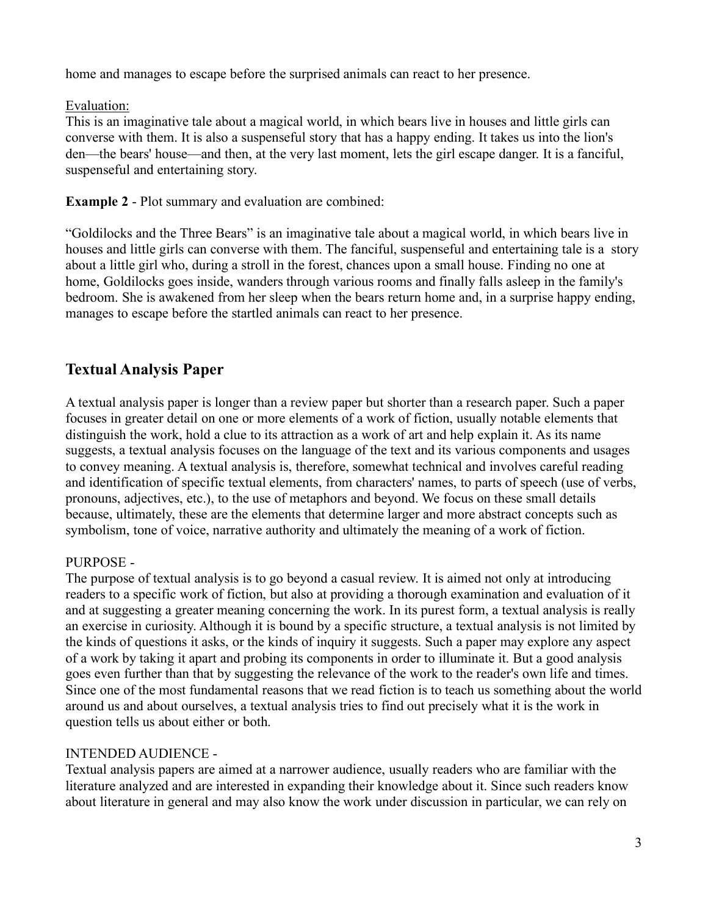home and manages to escape before the surprised animals can react to her presence.

Evaluation:
This is an imaginative tale about a magical world, in which bears live in houses and little girls can converse with them. It is also a suspenseful story that has a happy ending. It takes us into the lion's den—the bears' house—and then, at the very last moment, lets the girl escape danger. It is a fanciful, suspenseful and entertaining story.

**Example 2** - Plot summary and evaluation are combined:

"Goldilocks and the Three Bears" is an imaginative tale about a magical world, in which bears live in houses and little girls can converse with them. The fanciful, suspenseful and entertaining tale is a story about a little girl who, during a stroll in the forest, chances upon a small house. Finding no one at home, Goldilocks goes inside, wanders through various rooms and finally falls asleep in the family's bedroom. She is awakened from her sleep when the bears return home and, in a surprise happy ending, manages to escape before the startled animals can react to her presence.

## Textual Analysis Paper

A textual analysis paper is longer than a review paper but shorter than a research paper. Such a paper focuses in greater detail on one or more elements of a work of fiction, usually notable elements that distinguish the work, hold a clue to its attraction as a work of art and help explain it. As its name suggests, a textual analysis focuses on the language of the text and its various components and usages to convey meaning. A textual analysis is, therefore, somewhat technical and involves careful reading and identification of specific textual elements, from characters' names, to parts of speech (use of verbs, pronouns, adjectives, etc.), to the use of metaphors and beyond. We focus on these small details because, ultimately, these are the elements that determine larger and more abstract concepts such as symbolism, tone of voice, narrative authority and ultimately the meaning of a work of fiction.

PURPOSE -
The purpose of textual analysis is to go beyond a casual review. It is aimed not only at introducing readers to a specific work of fiction, but also at providing a thorough examination and evaluation of it and at suggesting a greater meaning concerning the work. In its purest form, a textual analysis is really an exercise in curiosity. Although it is bound by a specific structure, a textual analysis is not limited by the kinds of questions it asks, or the kinds of inquiry it suggests. Such a paper may explore any aspect of a work by taking it apart and probing its components in order to illuminate it. But a good analysis goes even further than that by suggesting the relevance of the work to the reader's own life and times. Since one of the most fundamental reasons that we read fiction is to teach us something about the world around us and about ourselves, a textual analysis tries to find out precisely what it is the work in question tells us about either or both.

INTENDED AUDIENCE -
Textual analysis papers are aimed at a narrower audience, usually readers who are familiar with the literature analyzed and are interested in expanding their knowledge about it. Since such readers know about literature in general and may also know the work under discussion in particular, we can rely on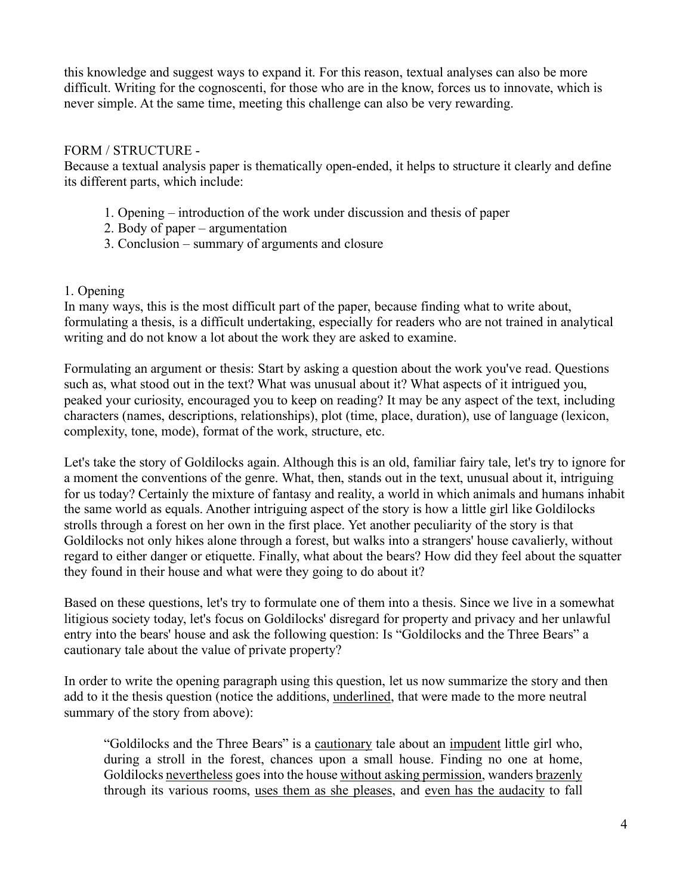this knowledge and suggest ways to expand it. For this reason, textual analyses can also be more difficult. Writing for the cognoscenti, for those who are in the know, forces us to innovate, which is never simple. At the same time, meeting this challenge can also be very rewarding.

FORM / STRUCTURE -

Because a textual analysis paper is thematically open-ended, it helps to structure it clearly and define its different parts, which include:

1. Opening – introduction of the work under discussion and thesis of paper
2. Body of paper – argumentation
3. Conclusion – summary of arguments and closure

1. Opening

In many ways, this is the most difficult part of the paper, because finding what to write about, formulating a thesis, is a difficult undertaking, especially for readers who are not trained in analytical writing and do not know a lot about the work they are asked to examine.

Formulating an argument or thesis: Start by asking a question about the work you've read. Questions such as, what stood out in the text? What was unusual about it? What aspects of it intrigued you, peaked your curiosity, encouraged you to keep on reading? It may be any aspect of the text, including characters (names, descriptions, relationships), plot (time, place, duration), use of language (lexicon, complexity, tone, mode), format of the work, structure, etc.

Let's take the story of Goldilocks again. Although this is an old, familiar fairy tale, let's try to ignore for a moment the conventions of the genre. What, then, stands out in the text, unusual about it, intriguing for us today? Certainly the mixture of fantasy and reality, a world in which animals and humans inhabit the same world as equals. Another intriguing aspect of the story is how a little girl like Goldilocks strolls through a forest on her own in the first place. Yet another peculiarity of the story is that Goldilocks not only hikes alone through a forest, but walks into a strangers' house cavalierly, without regard to either danger or etiquette. Finally, what about the bears? How did they feel about the squatter they found in their house and what were they going to do about it?

Based on these questions, let's try to formulate one of them into a thesis. Since we live in a somewhat litigious society today, let's focus on Goldilocks' disregard for property and privacy and her unlawful entry into the bears' house and ask the following question: Is "Goldilocks and the Three Bears" a cautionary tale about the value of private property?

In order to write the opening paragraph using this question, let us now summarize the story and then add to it the thesis question (notice the additions, <u>underlined</u>, that were made to the more neutral summary of the story from above):

> "Goldilocks and the Three Bears" is a <u>cautionary</u> tale about an <u>impudent</u> little girl who, during a stroll in the forest, chances upon a small house. Finding no one at home, Goldilocks <u>nevertheless</u> goes into the house <u>without asking permission</u>, wanders <u>brazenly</u> through its various rooms, <u>uses them as she pleases</u>, and <u>even has the audacity</u> to fall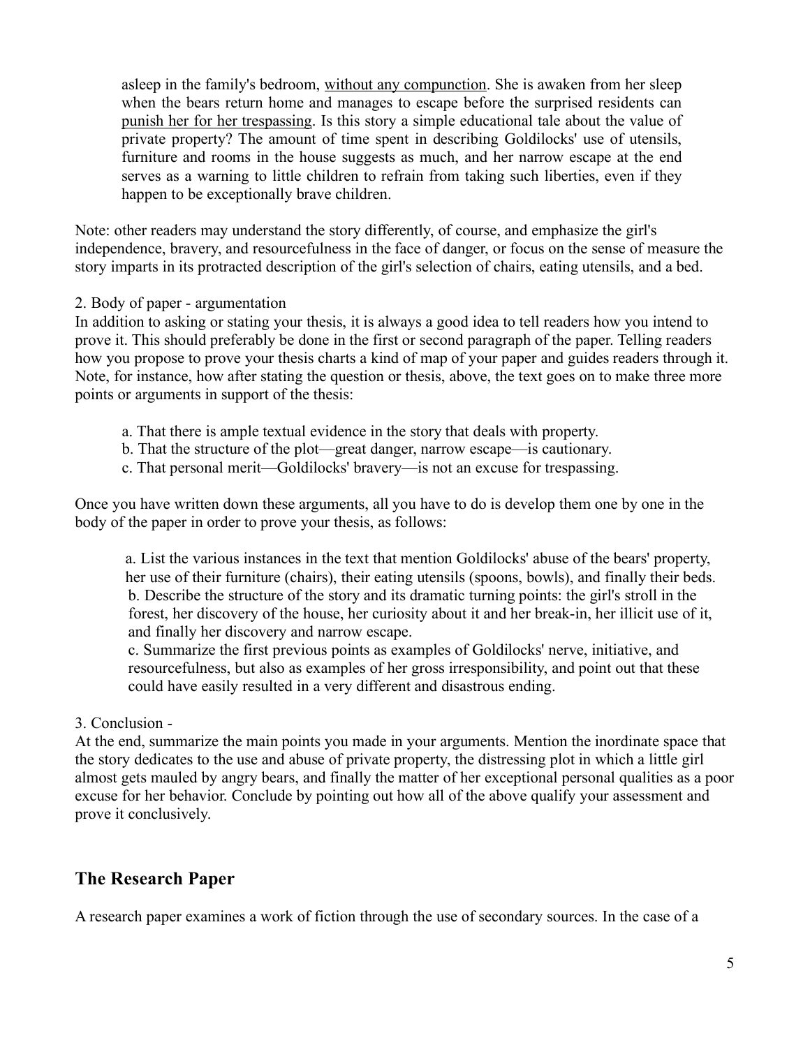asleep in the family's bedroom, without any compunction. She is awaken from her sleep when the bears return home and manages to escape before the surprised residents can punish her for her trespassing. Is this story a simple educational tale about the value of private property? The amount of time spent in describing Goldilocks' use of utensils, furniture and rooms in the house suggests as much, and her narrow escape at the end serves as a warning to little children to refrain from taking such liberties, even if they happen to be exceptionally brave children.

Note: other readers may understand the story differently, of course, and emphasize the girl's independence, bravery, and resourcefulness in the face of danger, or focus on the sense of measure the story imparts in its protracted description of the girl's selection of chairs, eating utensils, and a bed.

2. Body of paper - argumentation

In addition to asking or stating your thesis, it is always a good idea to tell readers how you intend to prove it. This should preferably be done in the first or second paragraph of the paper. Telling readers how you propose to prove your thesis charts a kind of map of your paper and guides readers through it. Note, for instance, how after stating the question or thesis, above, the text goes on to make three more points or arguments in support of the thesis:

a. That there is ample textual evidence in the story that deals with property.
b. That the structure of the plot—great danger, narrow escape—is cautionary.
c. That personal merit—Goldilocks' bravery—is not an excuse for trespassing.

Once you have written down these arguments, all you have to do is develop them one by one in the body of the paper in order to prove your thesis, as follows:

a. List the various instances in the text that mention Goldilocks' abuse of the bears' property, her use of their furniture (chairs), their eating utensils (spoons, bowls), and finally their beds.
b. Describe the structure of the story and its dramatic turning points: the girl's stroll in the forest, her discovery of the house, her curiosity about it and her break-in, her illicit use of it, and finally her discovery and narrow escape.
c. Summarize the first previous points as examples of Goldilocks' nerve, initiative, and resourcefulness, but also as examples of her gross irresponsibility, and point out that these could have easily resulted in a very different and disastrous ending.

3. Conclusion -

At the end, summarize the main points you made in your arguments. Mention the inordinate space that the story dedicates to the use and abuse of private property, the distressing plot in which a little girl almost gets mauled by angry bears, and finally the matter of her exceptional personal qualities as a poor excuse for her behavior. Conclude by pointing out how all of the above qualify your assessment and prove it conclusively.

## The Research Paper

A research paper examines a work of fiction through the use of secondary sources. In the case of a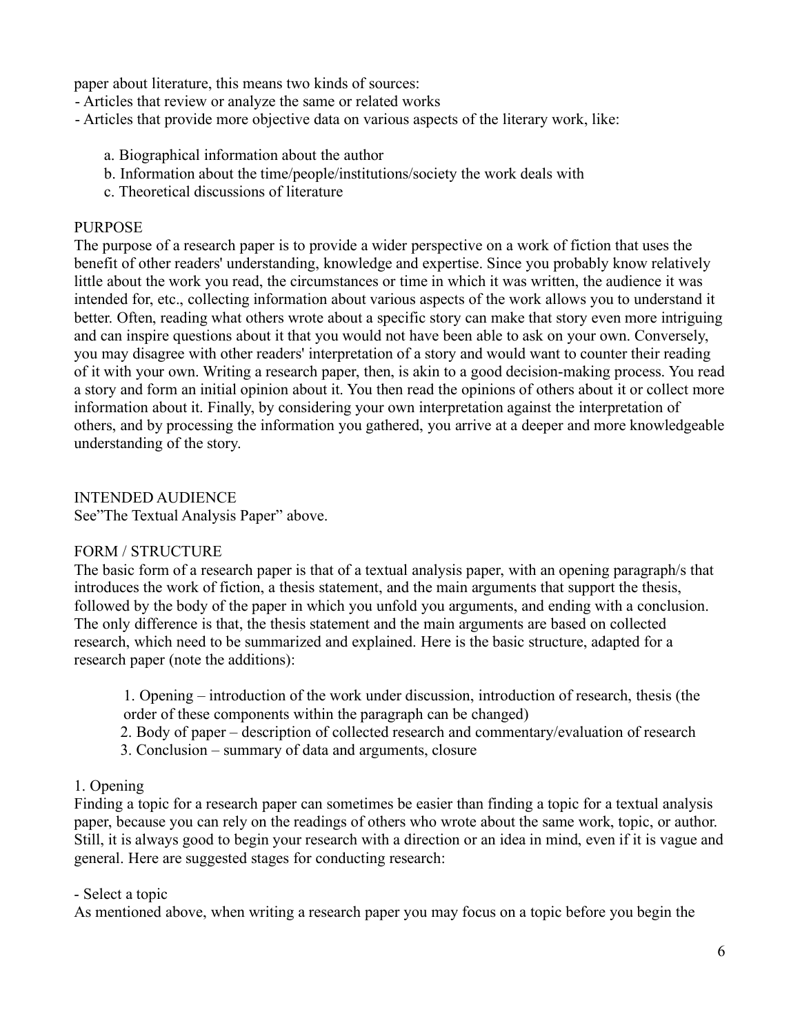paper about literature, this means two kinds of sources:

- Articles that review or analyze the same or related works
- Articles that provide more objective data on various aspects of the literary work, like:

    a. Biographical information about the author

    b. Information about the time/people/institutions/society the work deals with

    c. Theoretical discussions of literature

PURPOSE

The purpose of a research paper is to provide a wider perspective on a work of fiction that uses the benefit of other readers' understanding, knowledge and expertise. Since you probably know relatively little about the work you read, the circumstances or time in which it was written, the audience it was intended for, etc., collecting information about various aspects of the work allows you to understand it better. Often, reading what others wrote about a specific story can make that story even more intriguing and can inspire questions about it that you would not have been able to ask on your own. Conversely, you may disagree with other readers' interpretation of a story and would want to counter their reading of it with your own. Writing a research paper, then, is akin to a good decision-making process. You read a story and form an initial opinion about it. You then read the opinions of others about it or collect more information about it. Finally, by considering your own interpretation against the interpretation of others, and by processing the information you gathered, you arrive at a deeper and more knowledgeable understanding of the story.

INTENDED AUDIENCE

See"The Textual Analysis Paper" above.

FORM / STRUCTURE

The basic form of a research paper is that of a textual analysis paper, with an opening paragraph/s that introduces the work of fiction, a thesis statement, and the main arguments that support the thesis, followed by the body of the paper in which you unfold you arguments, and ending with a conclusion. The only difference is that, the thesis statement and the main arguments are based on collected research, which need to be summarized and explained. Here is the basic structure, adapted for a research paper (note the additions):

1. Opening – introduction of the work under discussion, introduction of research, thesis (the order of these components within the paragraph can be changed)
2. Body of paper – description of collected research and commentary/evaluation of research
3. Conclusion – summary of data and arguments, closure

1. Opening

Finding a topic for a research paper can sometimes be easier than finding a topic for a textual analysis paper, because you can rely on the readings of others who wrote about the same work, topic, or author. Still, it is always good to begin your research with a direction or an idea in mind, even if it is vague and general. Here are suggested stages for conducting research:

- Select a topic

As mentioned above, when writing a research paper you may focus on a topic before you begin the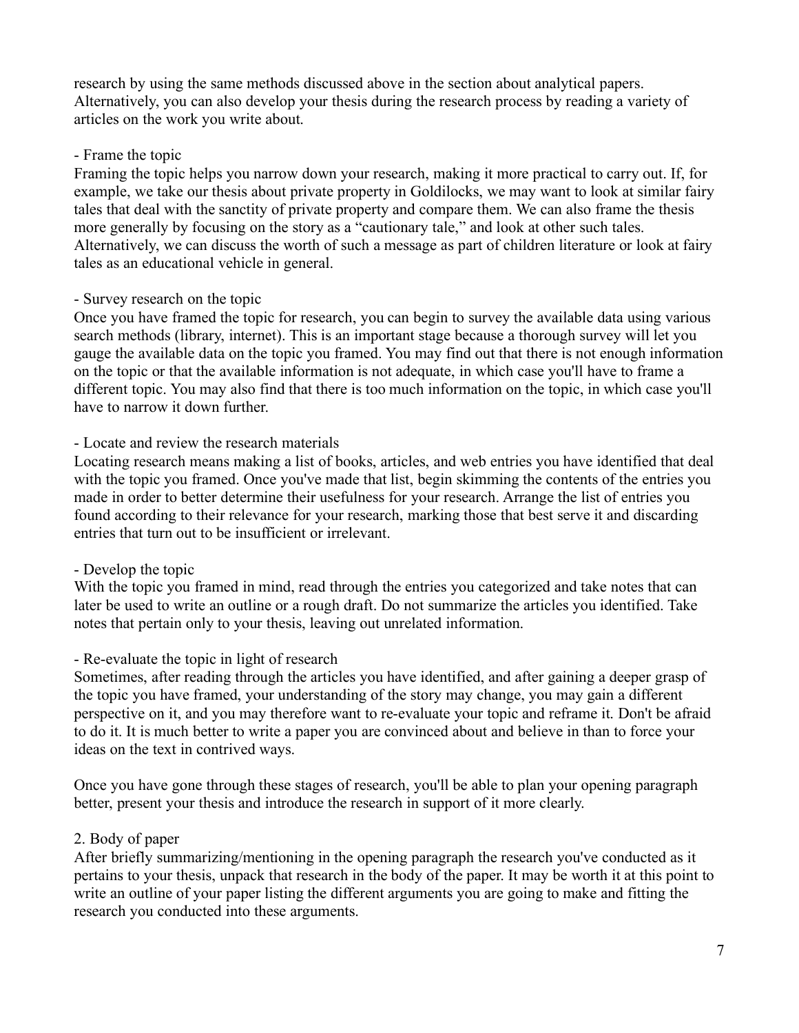research by using the same methods discussed above in the section about analytical papers. Alternatively, you can also develop your thesis during the research process by reading a variety of articles on the work you write about.

- Frame the topic

Framing the topic helps you narrow down your research, making it more practical to carry out. If, for example, we take our thesis about private property in Goldilocks, we may want to look at similar fairy tales that deal with the sanctity of private property and compare them. We can also frame the thesis more generally by focusing on the story as a "cautionary tale," and look at other such tales. Alternatively, we can discuss the worth of such a message as part of children literature or look at fairy tales as an educational vehicle in general.

- Survey research on the topic

Once you have framed the topic for research, you can begin to survey the available data using various search methods (library, internet). This is an important stage because a thorough survey will let you gauge the available data on the topic you framed. You may find out that there is not enough information on the topic or that the available information is not adequate, in which case you'll have to frame a different topic. You may also find that there is too much information on the topic, in which case you'll have to narrow it down further.

- Locate and review the research materials

Locating research means making a list of books, articles, and web entries you have identified that deal with the topic you framed. Once you've made that list, begin skimming the contents of the entries you made in order to better determine their usefulness for your research. Arrange the list of entries you found according to their relevance for your research, marking those that best serve it and discarding entries that turn out to be insufficient or irrelevant.

- Develop the topic

With the topic you framed in mind, read through the entries you categorized and take notes that can later be used to write an outline or a rough draft. Do not summarize the articles you identified. Take notes that pertain only to your thesis, leaving out unrelated information.

- Re-evaluate the topic in light of research

Sometimes, after reading through the articles you have identified, and after gaining a deeper grasp of the topic you have framed, your understanding of the story may change, you may gain a different perspective on it, and you may therefore want to re-evaluate your topic and reframe it. Don't be afraid to do it. It is much better to write a paper you are convinced about and believe in than to force your ideas on the text in contrived ways.

Once you have gone through these stages of research, you'll be able to plan your opening paragraph better, present your thesis and introduce the research in support of it more clearly.

2. Body of paper

After briefly summarizing/mentioning in the opening paragraph the research you've conducted as it pertains to your thesis, unpack that research in the body of the paper. It may be worth it at this point to write an outline of your paper listing the different arguments you are going to make and fitting the research you conducted into these arguments.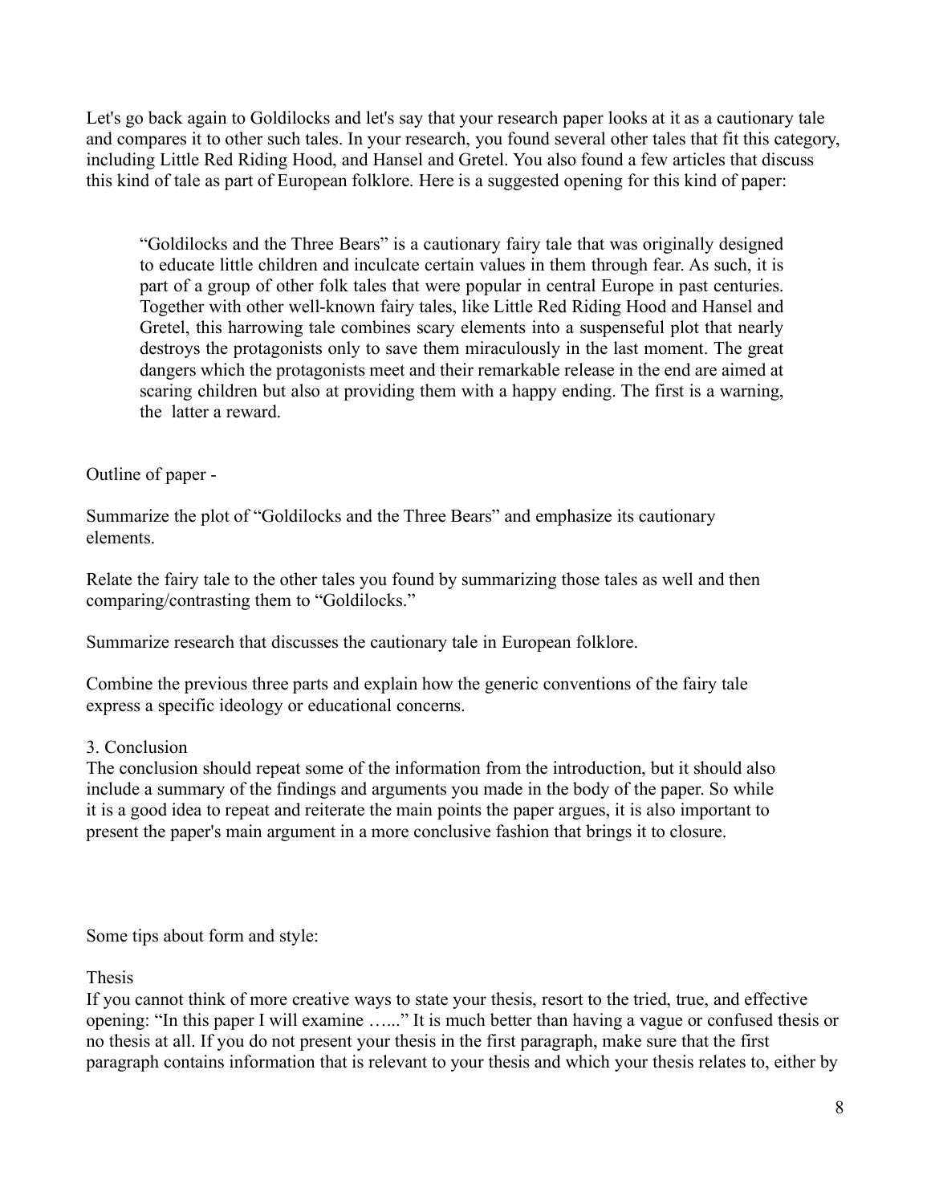Let's go back again to Goldilocks and let's say that your research paper looks at it as a cautionary tale and compares it to other such tales. In your research, you found several other tales that fit this category, including Little Red Riding Hood, and Hansel and Gretel. You also found a few articles that discuss this kind of tale as part of European folklore. Here is a suggested opening for this kind of paper:

> "Goldilocks and the Three Bears" is a cautionary fairy tale that was originally designed to educate little children and inculcate certain values in them through fear. As such, it is part of a group of other folk tales that were popular in central Europe in past centuries. Together with other well-known fairy tales, like Little Red Riding Hood and Hansel and Gretel, this harrowing tale combines scary elements into a suspenseful plot that nearly destroys the protagonists only to save them miraculously in the last moment. The great dangers which the protagonists meet and their remarkable release in the end are aimed at scaring children but also at providing them with a happy ending. The first is a warning, the latter a reward.

Outline of paper -

Summarize the plot of "Goldilocks and the Three Bears" and emphasize its cautionary elements.

Relate the fairy tale to the other tales you found by summarizing those tales as well and then comparing/contrasting them to "Goldilocks."

Summarize research that discusses the cautionary tale in European folklore.

Combine the previous three parts and explain how the generic conventions of the fairy tale express a specific ideology or educational concerns.

3. Conclusion

The conclusion should repeat some of the information from the introduction, but it should also include a summary of the findings and arguments you made in the body of the paper. So while it is a good idea to repeat and reiterate the main points the paper argues, it is also important to present the paper's main argument in a more conclusive fashion that brings it to closure.

Some tips about form and style:

Thesis

If you cannot think of more creative ways to state your thesis, resort to the tried, true, and effective opening: "In this paper I will examine …..." It is much better than having a vague or confused thesis or no thesis at all. If you do not present your thesis in the first paragraph, make sure that the first paragraph contains information that is relevant to your thesis and which your thesis relates to, either by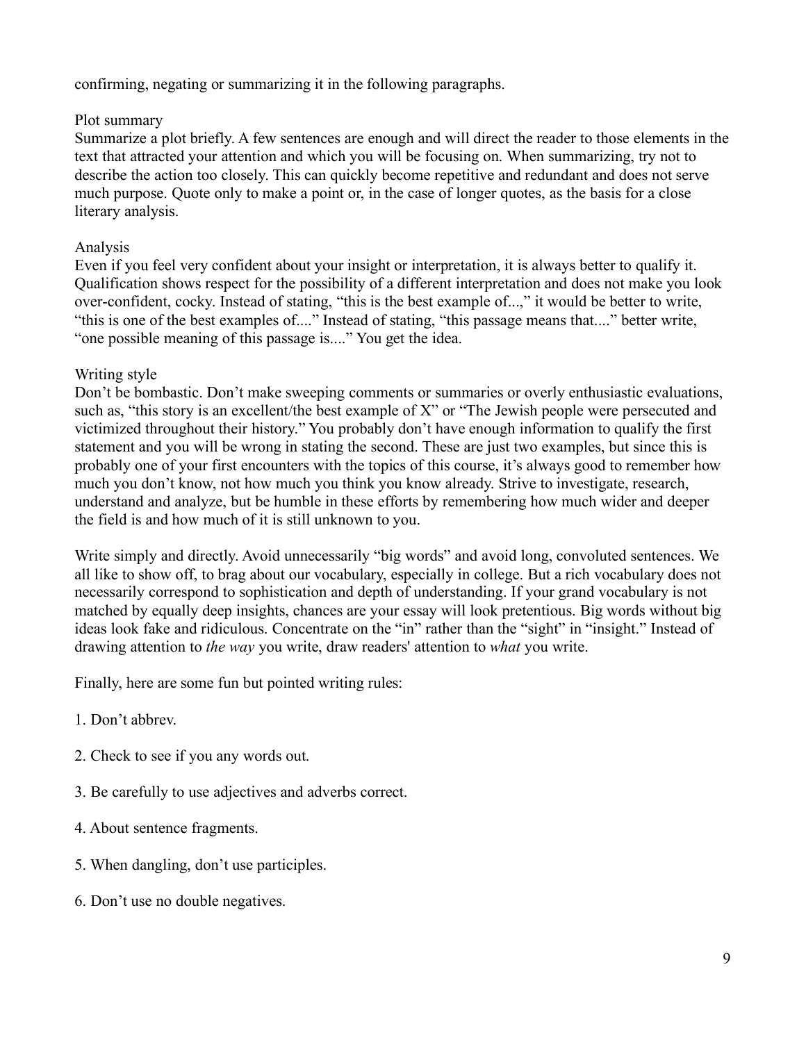confirming, negating or summarizing it in the following paragraphs.

## Plot summary

Summarize a plot briefly. A few sentences are enough and will direct the reader to those elements in the text that attracted your attention and which you will be focusing on. When summarizing, try not to describe the action too closely. This can quickly become repetitive and redundant and does not serve much purpose. Quote only to make a point or, in the case of longer quotes, as the basis for a close literary analysis.

## Analysis

Even if you feel very confident about your insight or interpretation, it is always better to qualify it. Qualification shows respect for the possibility of a different interpretation and does not make you look over-confident, cocky. Instead of stating, "this is the best example of...," it would be better to write, "this is one of the best examples of...." Instead of stating, "this passage means that...." better write, "one possible meaning of this passage is...." You get the idea.

## Writing style

Don't be bombastic. Don't make sweeping comments or summaries or overly enthusiastic evaluations, such as, "this story is an excellent/the best example of X" or "The Jewish people were persecuted and victimized throughout their history." You probably don't have enough information to qualify the first statement and you will be wrong in stating the second. These are just two examples, but since this is probably one of your first encounters with the topics of this course, it's always good to remember how much you don't know, not how much you think you know already. Strive to investigate, research, understand and analyze, but be humble in these efforts by remembering how much wider and deeper the field is and how much of it is still unknown to you.

Write simply and directly. Avoid unnecessarily "big words" and avoid long, convoluted sentences. We all like to show off, to brag about our vocabulary, especially in college. But a rich vocabulary does not necessarily correspond to sophistication and depth of understanding. If your grand vocabulary is not matched by equally deep insights, chances are your essay will look pretentious. Big words without big ideas look fake and ridiculous. Concentrate on the "in" rather than the "sight" in "insight." Instead of drawing attention to *the way* you write, draw readers' attention to *what* you write.

Finally, here are some fun but pointed writing rules:

1. Don't abbrev.

2. Check to see if you any words out.

3. Be carefully to use adjectives and adverbs correct.

4. About sentence fragments.

5. When dangling, don't use participles.

6. Don't use no double negatives.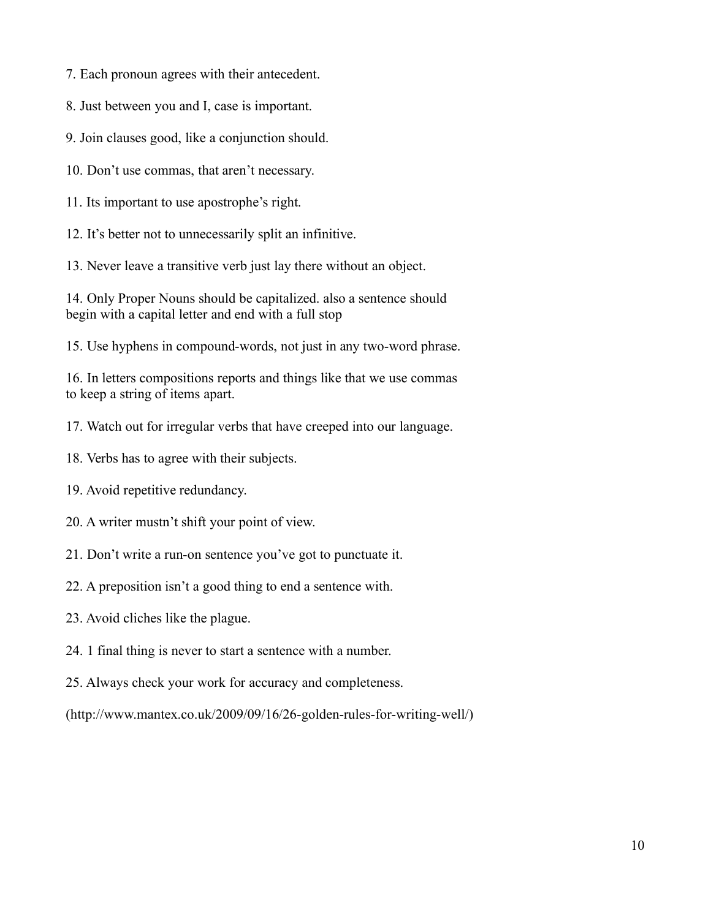7. Each pronoun agrees with their antecedent.

8. Just between you and I, case is important.

9. Join clauses good, like a conjunction should.

10. Don’t use commas, that aren’t necessary.

11. Its important to use apostrophe’s right.

12. It’s better not to unnecessarily split an infinitive.

13. Never leave a transitive verb just lay there without an object.

14. Only Proper Nouns should be capitalized. also a sentence should begin with a capital letter and end with a full stop

15. Use hyphens in compound-words, not just in any two-word phrase.

16. In letters compositions reports and things like that we use commas to keep a string of items apart.

17. Watch out for irregular verbs that have creeped into our language.

18. Verbs has to agree with their subjects.

19. Avoid repetitive redundancy.

20. A writer mustn’t shift your point of view.

21. Don’t write a run-on sentence you’ve got to punctuate it.

22. A preposition isn’t a good thing to end a sentence with.

23. Avoid cliches like the plague.

24. 1 final thing is never to start a sentence with a number.

25. Always check your work for accuracy and completeness.

(http://www.mantex.co.uk/2009/09/16/26-golden-rules-for-writing-well/)